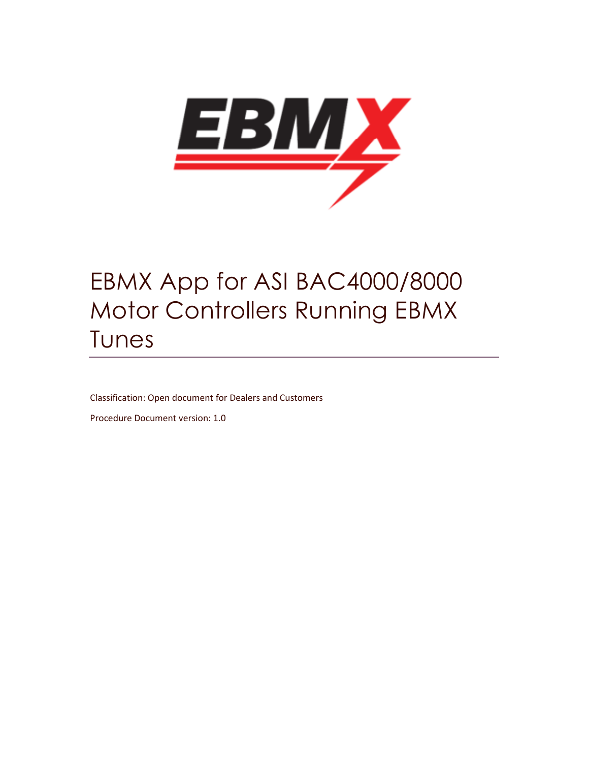# EBMX App for ASI BAC4000/8000 Motor Controllers Running EBMX Tunes

Classification: Open document for Dealers and Customers

Procedure Document version: 1.0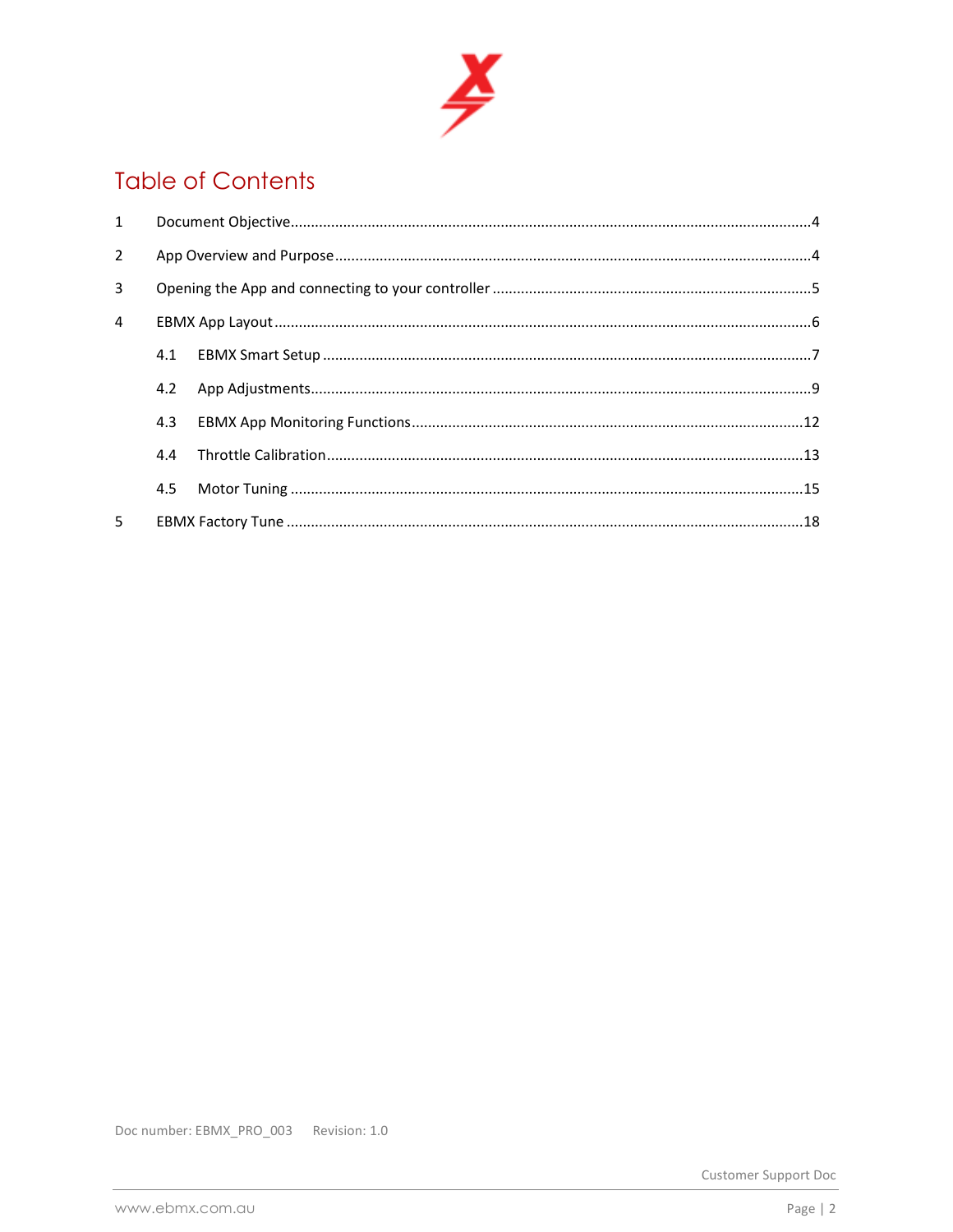# Table of Contents

1 Document Objective ....................................................................................................................4

2 App Overview and Purpose ..........................................................................................................4

3 Opening the App and connecting to your controller ...................................................................5

4 EBMX App Layout .........................................................................................................................6

- 4.1 EBMX Smart Setup ...............................................................................................................7
- 4.2 App Adjustments ..................................................................................................................9
- 4.3 EBMX App Monitoring Functions .........................................................................................12
- 4.4 Throttle Calibration .............................................................................................................13
- 4.5 Motor Tuning .......................................................................................................................15

5 EBMX Factory Tune .....................................................................................................................18

Doc number: EBMX_PRO_003 Revision: 1.0

Customer Support Doc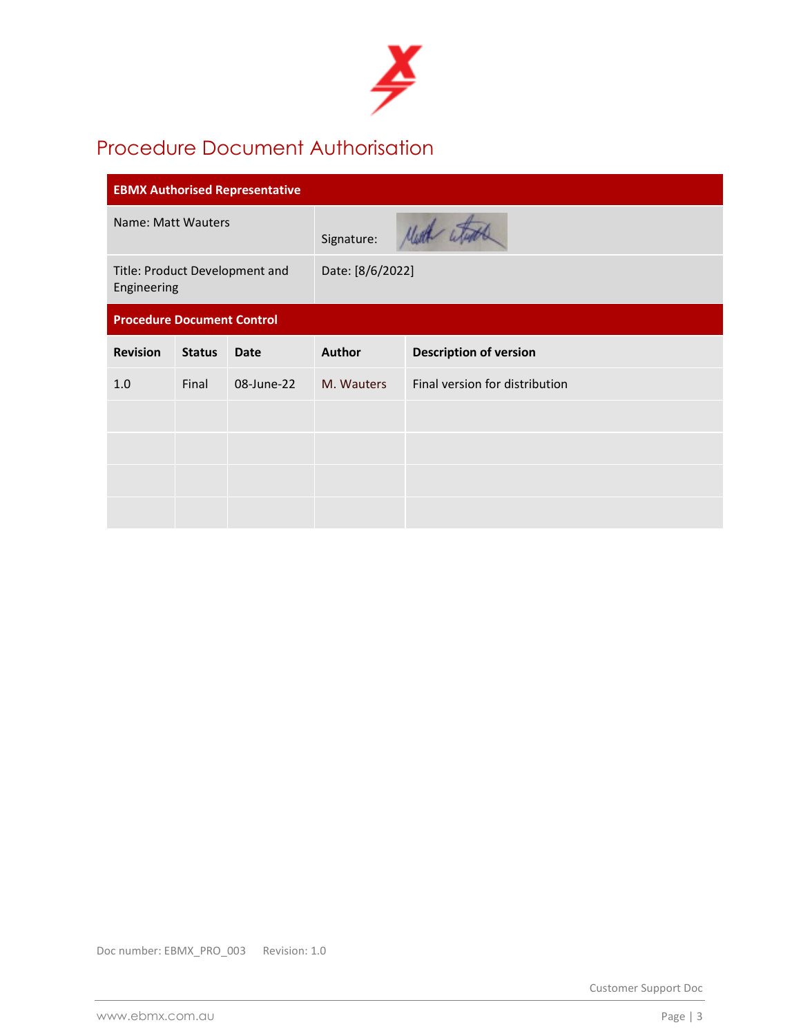# Procedure Document Authorisation

| EBMX Authorised Representative | |
|---|---|
| Name: Matt Wauters | Signature: |
| Title: Product Development and Engineering | Date: [8/6/2022] |

**Procedure Document Control**

| Revision | Status | Date | Author | Description of version |
|---|---|---|---|---|
| 1.0 | Final | 08-June-22 | M. Wauters | Final version for distribution |
| | | | | |
| | | | | |
| | | | | |
| | | | | |

Doc number: EBMX_PRO_003 Revision: 1.0

Customer Support Doc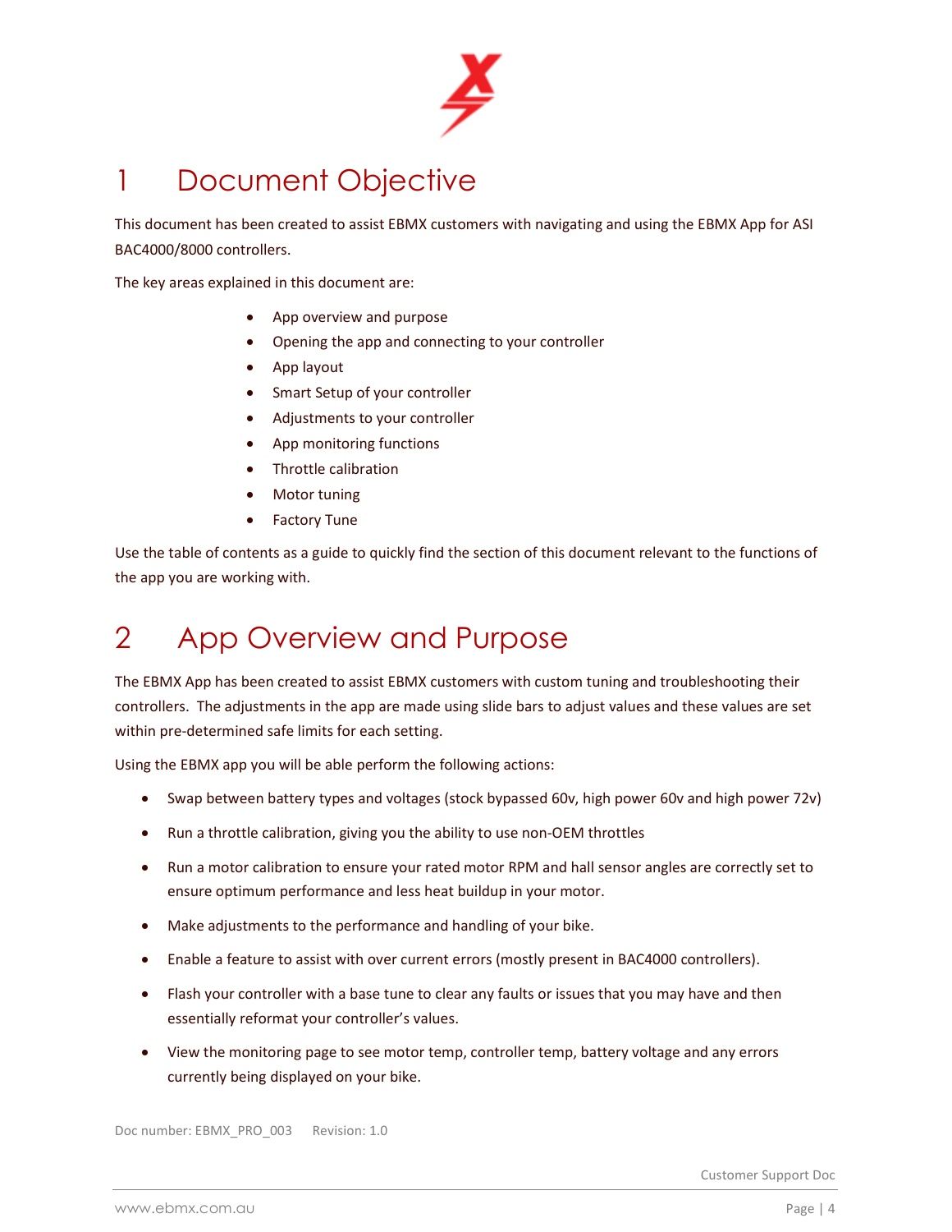# 1 Document Objective

This document has been created to assist EBMX customers with navigating and using the EBMX App for ASI BAC4000/8000 controllers.

The key areas explained in this document are:

- App overview and purpose
- Opening the app and connecting to your controller
- App layout
- Smart Setup of your controller
- Adjustments to your controller
- App monitoring functions
- Throttle calibration
- Motor tuning
- Factory Tune

Use the table of contents as a guide to quickly find the section of this document relevant to the functions of the app you are working with.

# 2 App Overview and Purpose

The EBMX App has been created to assist EBMX customers with custom tuning and troubleshooting their controllers. The adjustments in the app are made using slide bars to adjust values and these values are set within pre-determined safe limits for each setting.

Using the EBMX app you will be able perform the following actions:

- Swap between battery types and voltages (stock bypassed 60v, high power 60v and high power 72v)
- Run a throttle calibration, giving you the ability to use non-OEM throttles
- Run a motor calibration to ensure your rated motor RPM and hall sensor angles are correctly set to ensure optimum performance and less heat buildup in your motor.
- Make adjustments to the performance and handling of your bike.
- Enable a feature to assist with over current errors (mostly present in BAC4000 controllers).
- Flash your controller with a base tune to clear any faults or issues that you may have and then essentially reformat your controller's values.
- View the monitoring page to see motor temp, controller temp, battery voltage and any errors currently being displayed on your bike.

Doc number: EBMX_PRO_003 Revision: 1.0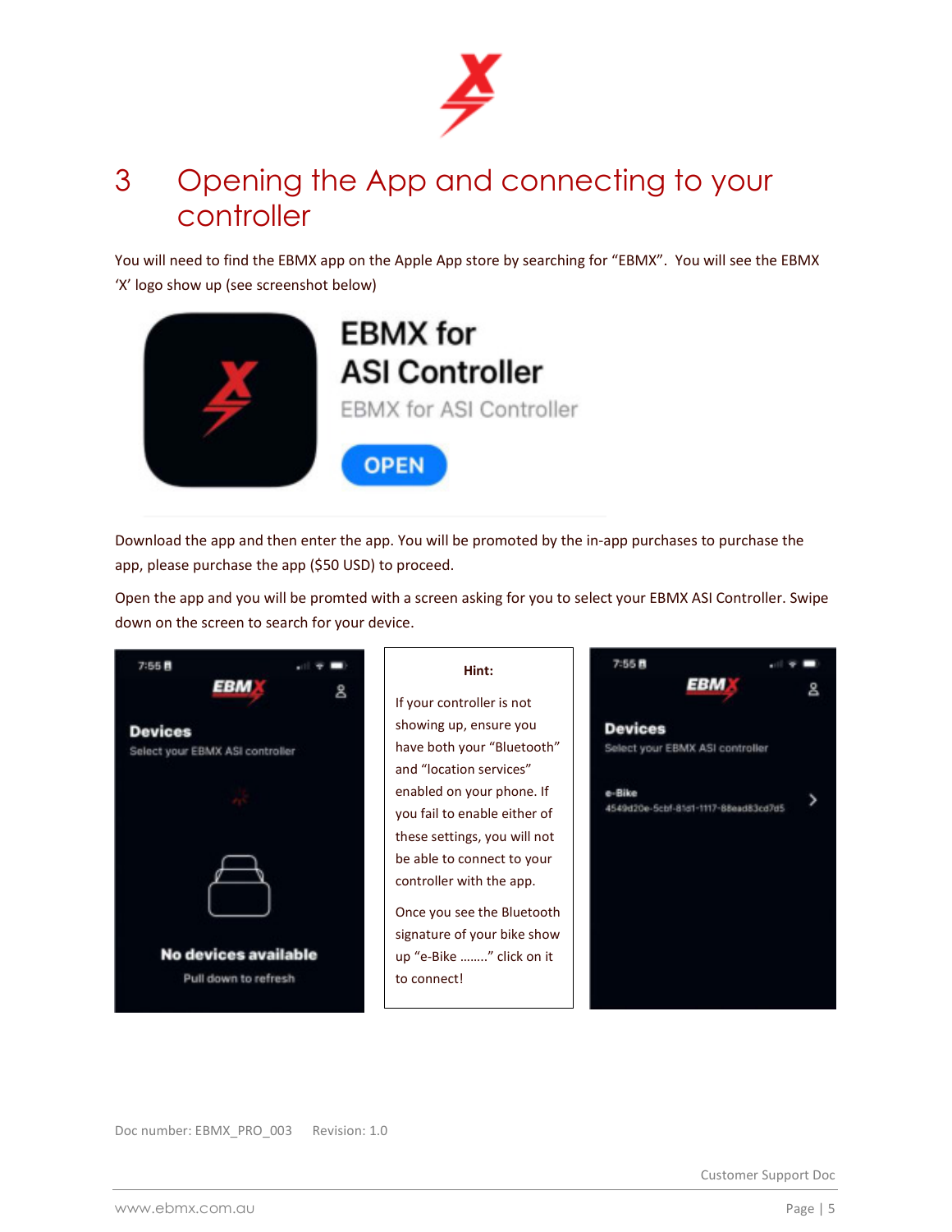# 3 Opening the App and connecting to your controller

You will need to find the EBMX app on the Apple App store by searching for “EBMX”. You will see the EBMX ‘X’ logo show up (see screenshot below)

Download the app and then enter the app. You will be promoted by the in-app purchases to purchase the app, please purchase the app ($50 USD) to proceed.

Open the app and you will be promted with a screen asking for you to select your EBMX ASI Controller. Swipe down on the screen to search for your device.

**Hint:**

If your controller is not showing up, ensure you have both your “Bluetooth” and “location services” enabled on your phone. If you fail to enable either of these settings, you will not be able to connect to your controller with the app.

Once you see the Bluetooth signature of your bike show up “e-Bike ……..” click on it to connect!

Doc number: EBMX_PRO_003 Revision: 1.0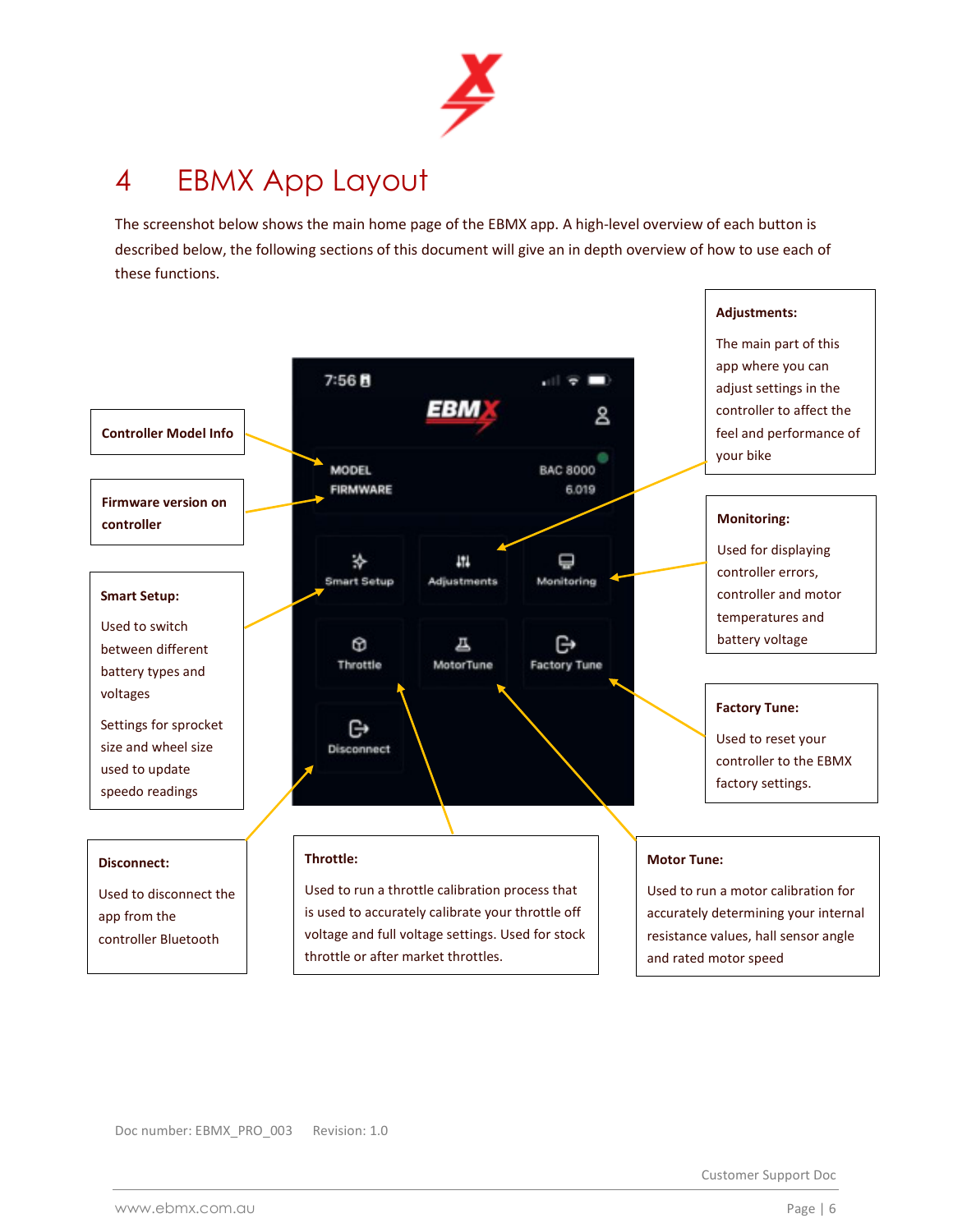# 4 EBMX App Layout

The screenshot below shows the main home page of the EBMX app. A high-level overview of each button is described below, the following sections of this document will give an in depth overview of how to use each of these functions.

**Controller Model Info**

**Firmware version on controller**

**Smart Setup:**

Used to switch between different battery types and voltages

Settings for sprocket size and wheel size used to update speedo readings

**Adjustments:**

The main part of this app where you can adjust settings in the controller to affect the feel and performance of your bike

**Monitoring:**

Used for displaying controller errors, controller and motor temperatures and battery voltage

**Factory Tune:**

Used to reset your controller to the EBMX factory settings.

**Disconnect:**

Used to disconnect the app from the controller Bluetooth

**Throttle:**

Used to run a throttle calibration process that is used to accurately calibrate your throttle off voltage and full voltage settings. Used for stock throttle or after market throttles.

**Motor Tune:**

Used to run a motor calibration for accurately determining your internal resistance values, hall sensor angle and rated motor speed

Doc number: EBMX_PRO_003 Revision: 1.0

Customer Support Doc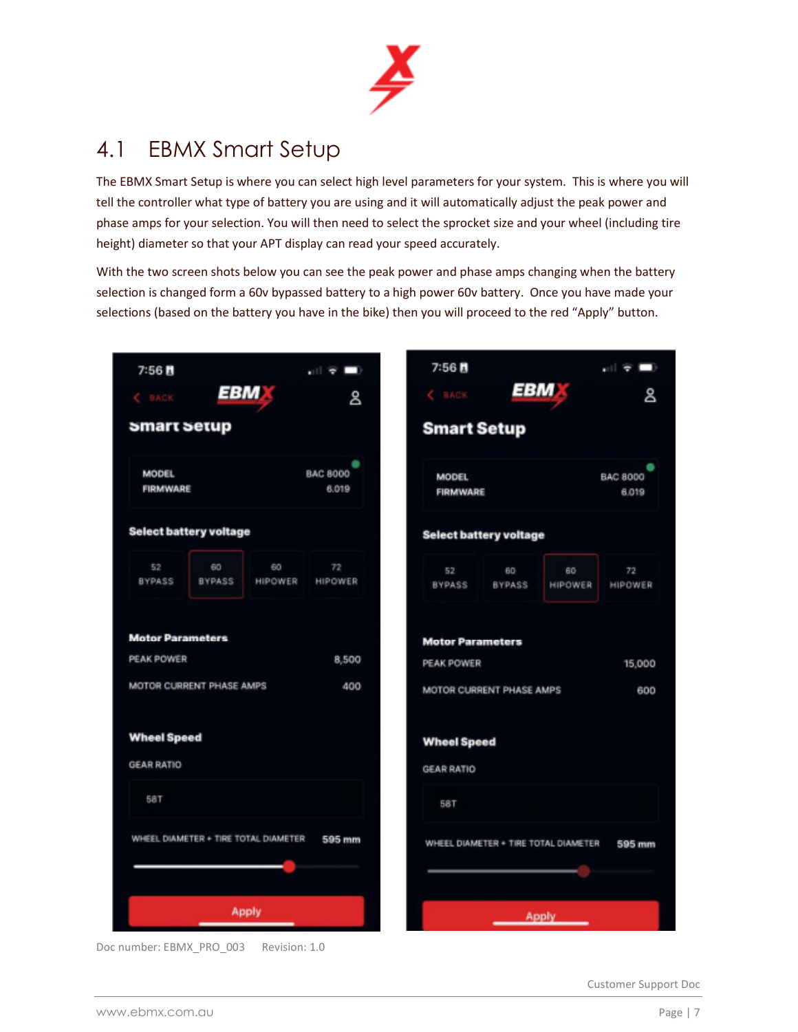## 4.1 EBMX Smart Setup

The EBMX Smart Setup is where you can select high level parameters for your system. This is where you will tell the controller what type of battery you are using and it will automatically adjust the peak power and phase amps for your selection. You will then need to select the sprocket size and your wheel (including tire height) diameter so that your APT display can read your speed accurately.

With the two screen shots below you can see the peak power and phase amps changing when the battery selection is changed form a 60v bypassed battery to a high power 60v battery. Once you have made your selections (based on the battery you have in the bike) then you will proceed to the red "Apply" button.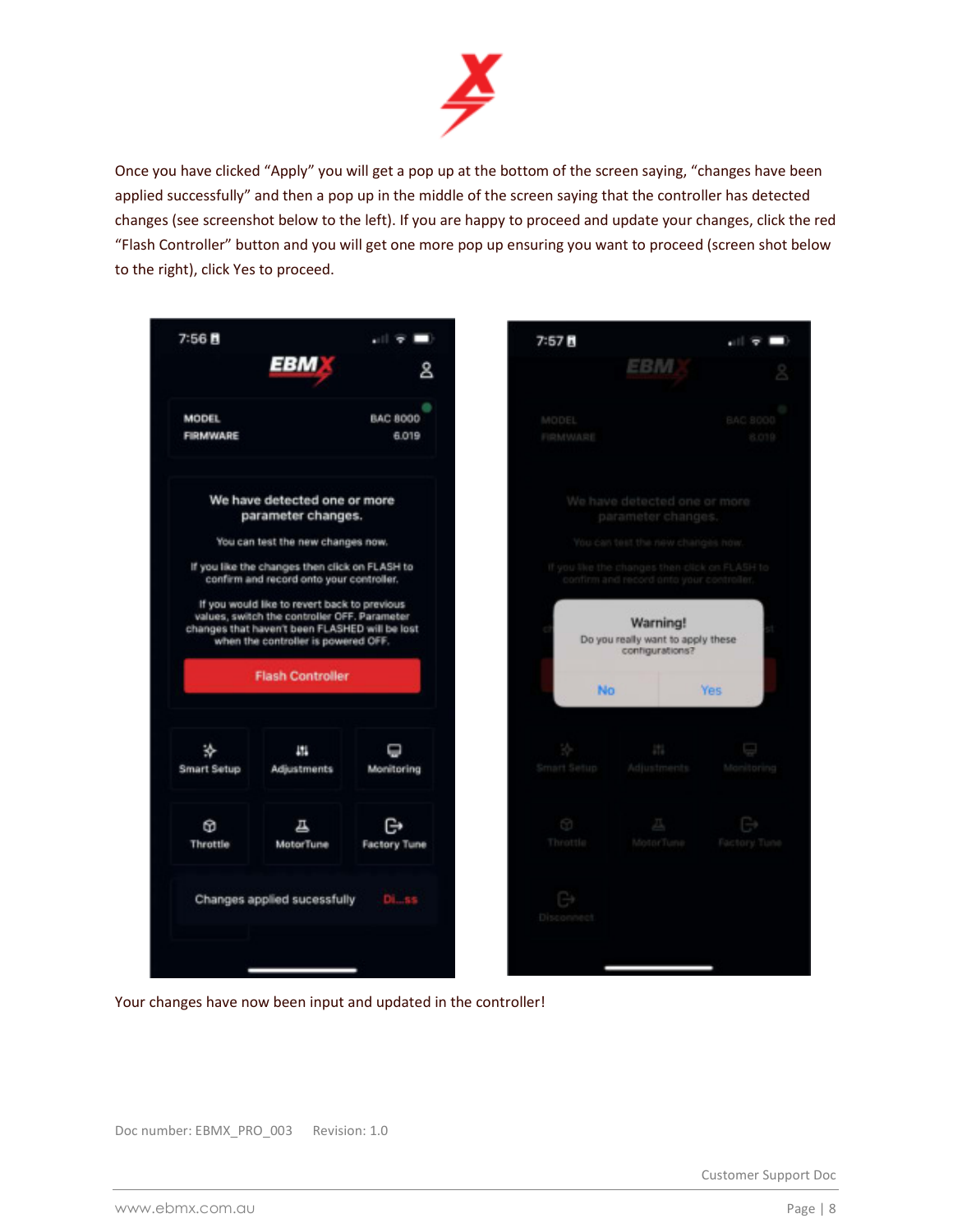Once you have clicked "Apply" you will get a pop up at the bottom of the screen saying, "changes have been applied successfully" and then a pop up in the middle of the screen saying that the controller has detected changes (see screenshot below to the left). If you are happy to proceed and update your changes, click the red "Flash Controller" button and you will get one more pop up ensuring you want to proceed (screen shot below to the right), click Yes to proceed.

Your changes have now been input and updated in the controller!

Doc number: EBMX_PRO_003     Revision: 1.0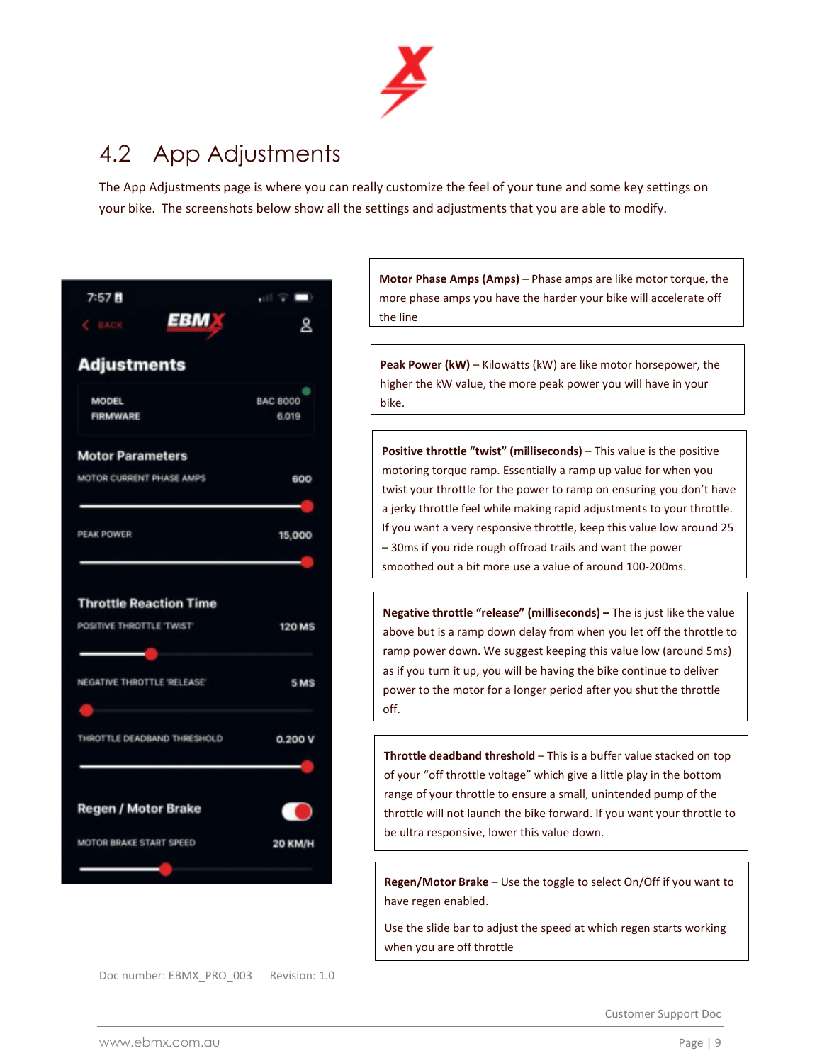## 4.2 App Adjustments

The App Adjustments page is where you can really customize the feel of your tune and some key settings on your bike. The screenshots below show all the settings and adjustments that you are able to modify.

7:57

BACK

EBMX

**Adjustments**

| | |
|---|---|
| MODEL | BAC 8000 |
| FIRMWARE | 6.019 |

**Motor Parameters**

MOTOR CURRENT PHASE AMPS 600

PEAK POWER 15,000

**Throttle Reaction Time**

POSITIVE THROTTLE 'TWIST' 120 MS

NEGATIVE THROTTLE 'RELEASE' 5 MS

THROTTLE DEADBAND THRESHOLD 0.200 V

**Regen / Motor Brake**

MOTOR BRAKE START SPEED 20 KM/H

**Motor Phase Amps (Amps)** – Phase amps are like motor torque, the more phase amps you have the harder your bike will accelerate off the line

**Peak Power (kW)** – Kilowatts (kW) are like motor horsepower, the higher the kW value, the more peak power you will have in your bike.

**Positive throttle "twist" (milliseconds)** – This value is the positive motoring torque ramp. Essentially a ramp up value for when you twist your throttle for the power to ramp on ensuring you don't have a jerky throttle feel while making rapid adjustments to your throttle. If you want a very responsive throttle, keep this value low around 25 – 30ms if you ride rough offroad trails and want the power smoothed out a bit more use a value of around 100-200ms.

**Negative throttle "release" (milliseconds) –** The is just like the value above but is a ramp down delay from when you let off the throttle to ramp power down. We suggest keeping this value low (around 5ms) as if you turn it up, you will be having the bike continue to deliver power to the motor for a longer period after you shut the throttle off.

**Throttle deadband threshold** – This is a buffer value stacked on top of your "off throttle voltage" which give a little play in the bottom range of your throttle to ensure a small, unintended pump of the throttle will not launch the bike forward. If you want your throttle to be ultra responsive, lower this value down.

**Regen/Motor Brake** – Use the toggle to select On/Off if you want to have regen enabled.

Use the slide bar to adjust the speed at which regen starts working when you are off throttle

Doc number: EBMX_PRO_003 Revision: 1.0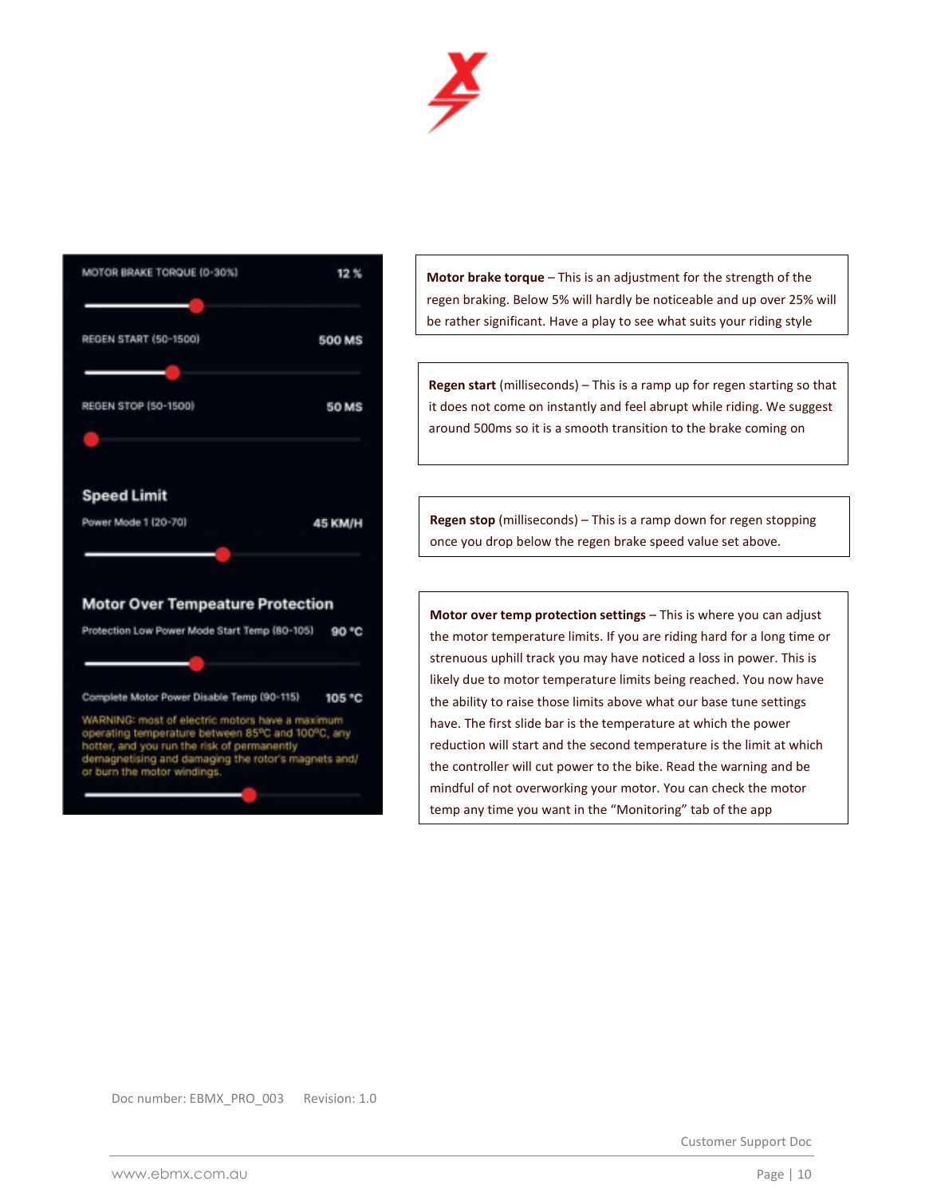MOTOR BRAKE TORQUE (0-30%) 12 %

REGEN START (50-1500) 500 MS

REGEN STOP (50-1500) 50 MS

**Speed Limit**

Power Mode 1 (20-70) 45 KM/H

**Motor Over Tempeature Protection**

Protection Low Power Mode Start Temp (80-105) 90 °C

Complete Motor Power Disable Temp (90-115) 105 °C

WARNING: most of electric motors have a maximum operating temperature between 85°C and 100°C, any hotter, and you run the risk of permanently demagnetising and damaging the rotor's magnets and/ or burn the motor windings.

**Motor brake torque** – This is an adjustment for the strength of the regen braking. Below 5% will hardly be noticeable and up over 25% will be rather significant. Have a play to see what suits your riding style

**Regen start** (milliseconds) – This is a ramp up for regen starting so that it does not come on instantly and feel abrupt while riding. We suggest around 500ms so it is a smooth transition to the brake coming on

**Regen stop** (milliseconds) – This is a ramp down for regen stopping once you drop below the regen brake speed value set above.

**Motor over temp protection settings** – This is where you can adjust the motor temperature limits. If you are riding hard for a long time or strenuous uphill track you may have noticed a loss in power. This is likely due to motor temperature limits being reached. You now have the ability to raise those limits above what our base tune settings have. The first slide bar is the temperature at which the power reduction will start and the second temperature is the limit at which the controller will cut power to the bike. Read the warning and be mindful of not overworking your motor. You can check the motor temp any time you want in the "Monitoring" tab of the app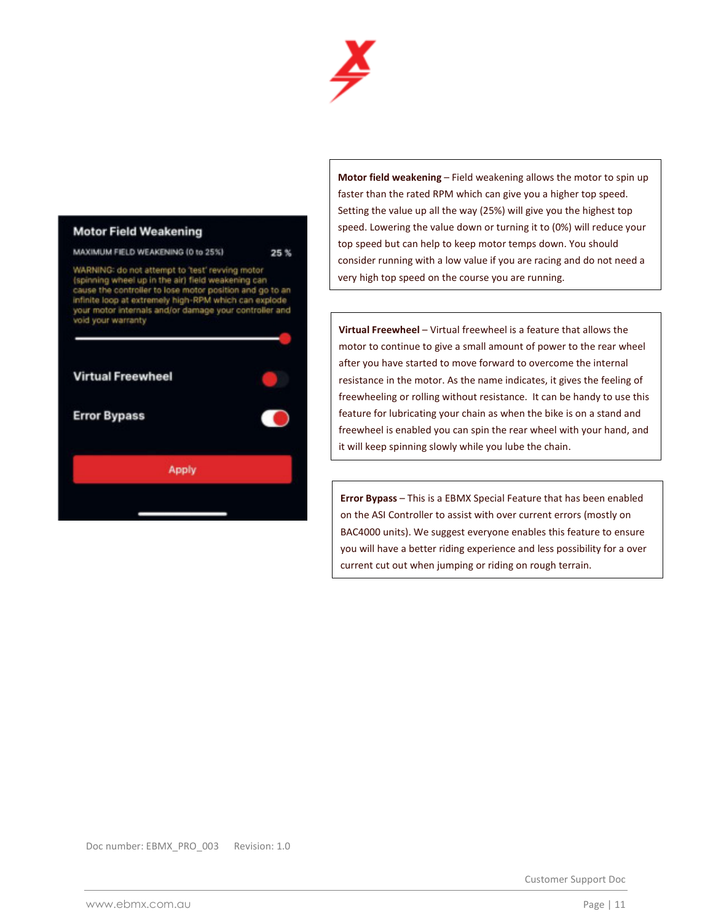Motor Field Weakening

MAXIMUM FIELD WEAKENING (0 to 25%) 25 %

WARNING: do not attempt to 'test' revving motor (spinning wheel up in the air) field weakening can cause the controller to lose motor position and go to an infinite loop at extremely high-RPM which can explode your motor internals and/or damage your controller and void your warranty

Virtual Freewheel

Error Bypass

Apply

**Motor field weakening** – Field weakening allows the motor to spin up faster than the rated RPM which can give you a higher top speed. Setting the value up all the way (25%) will give you the highest top speed. Lowering the value down or turning it to (0%) will reduce your top speed but can help to keep motor temps down. You should consider running with a low value if you are racing and do not need a very high top speed on the course you are running.

**Virtual Freewheel** – Virtual freewheel is a feature that allows the motor to continue to give a small amount of power to the rear wheel after you have started to move forward to overcome the internal resistance in the motor. As the name indicates, it gives the feeling of freewheeling or rolling without resistance. It can be handy to use this feature for lubricating your chain as when the bike is on a stand and freewheel is enabled you can spin the rear wheel with your hand, and it will keep spinning slowly while you lube the chain.

**Error Bypass** – This is a EBMX Special Feature that has been enabled on the ASI Controller to assist with over current errors (mostly on BAC4000 units). We suggest everyone enables this feature to ensure you will have a better riding experience and less possibility for a over current cut out when jumping or riding on rough terrain.

Doc number: EBMX_PRO_003 Revision: 1.0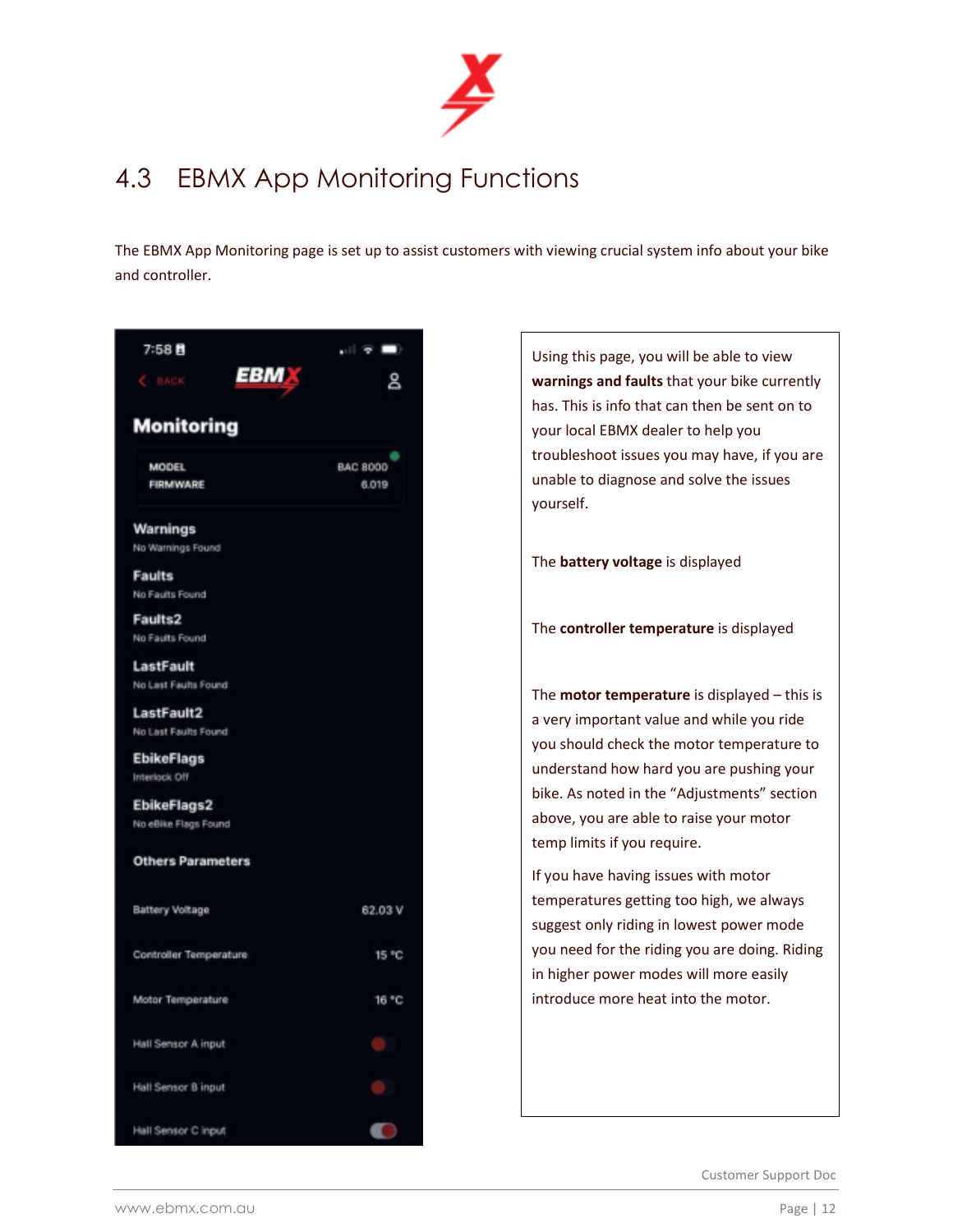## 4.3 EBMX App Monitoring Functions

The EBMX App Monitoring page is set up to assist customers with viewing crucial system info about your bike and controller.

7:58

BACK

EBMX

**Monitoring**

| | |
|---|---|
| MODEL | BAC 8000 |
| FIRMWARE | 6.019 |

**Warnings**
No Warnings Found

**Faults**
No Faults Found

**Faults2**
No Faults Found

**LastFault**
No Last Faults Found

**LastFault2**
No Last Faults Found

**EbikeFlags**
Interlock Off

**EbikeFlags2**
No eBike Flags Found

**Others Parameters**

| | |
|---|---|
| Battery Voltage | 62.03 V |
| Controller Temperature | 15 °C |
| Motor Temperature | 16 °C |
| Hall Sensor A input | |
| Hall Sensor B input | |
| Hall Sensor C input | |

Using this page, you will be able to view **warnings and faults** that your bike currently has. This is info that can then be sent on to your local EBMX dealer to help you troubleshoot issues you may have, if you are unable to diagnose and solve the issues yourself.

The **battery voltage** is displayed

The **controller temperature** is displayed

The **motor temperature** is displayed – this is a very important value and while you ride you should check the motor temperature to understand how hard you are pushing your bike. As noted in the "Adjustments" section above, you are able to raise your motor temp limits if you require.

If you have having issues with motor temperatures getting too high, we always suggest only riding in lowest power mode you need for the riding you are doing. Riding in higher power modes will more easily introduce more heat into the motor.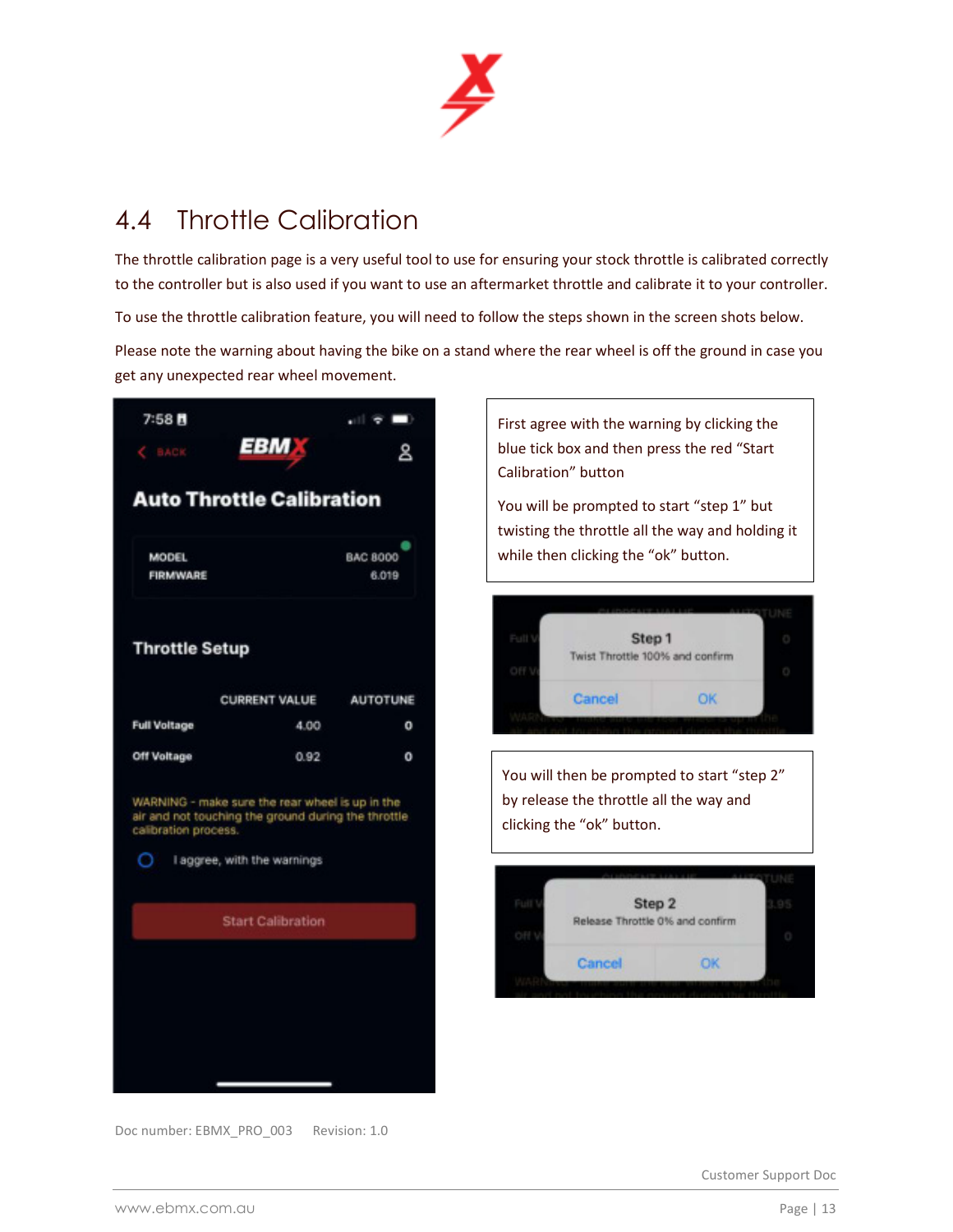## 4.4 Throttle Calibration

The throttle calibration page is a very useful tool to use for ensuring your stock throttle is calibrated correctly to the controller but is also used if you want to use an aftermarket throttle and calibrate it to your controller.

To use the throttle calibration feature, you will need to follow the steps shown in the screen shots below.

Please note the warning about having the bike on a stand where the rear wheel is off the ground in case you get any unexpected rear wheel movement.

First agree with the warning by clicking the blue tick box and then press the red "Start Calibration" button

You will be prompted to start "step 1" but twisting the throttle all the way and holding it while then clicking the "ok" button.

You will then be prompted to start "step 2" by release the throttle all the way and clicking the "ok" button.

Doc number: EBMX_PRO_003 Revision: 1.0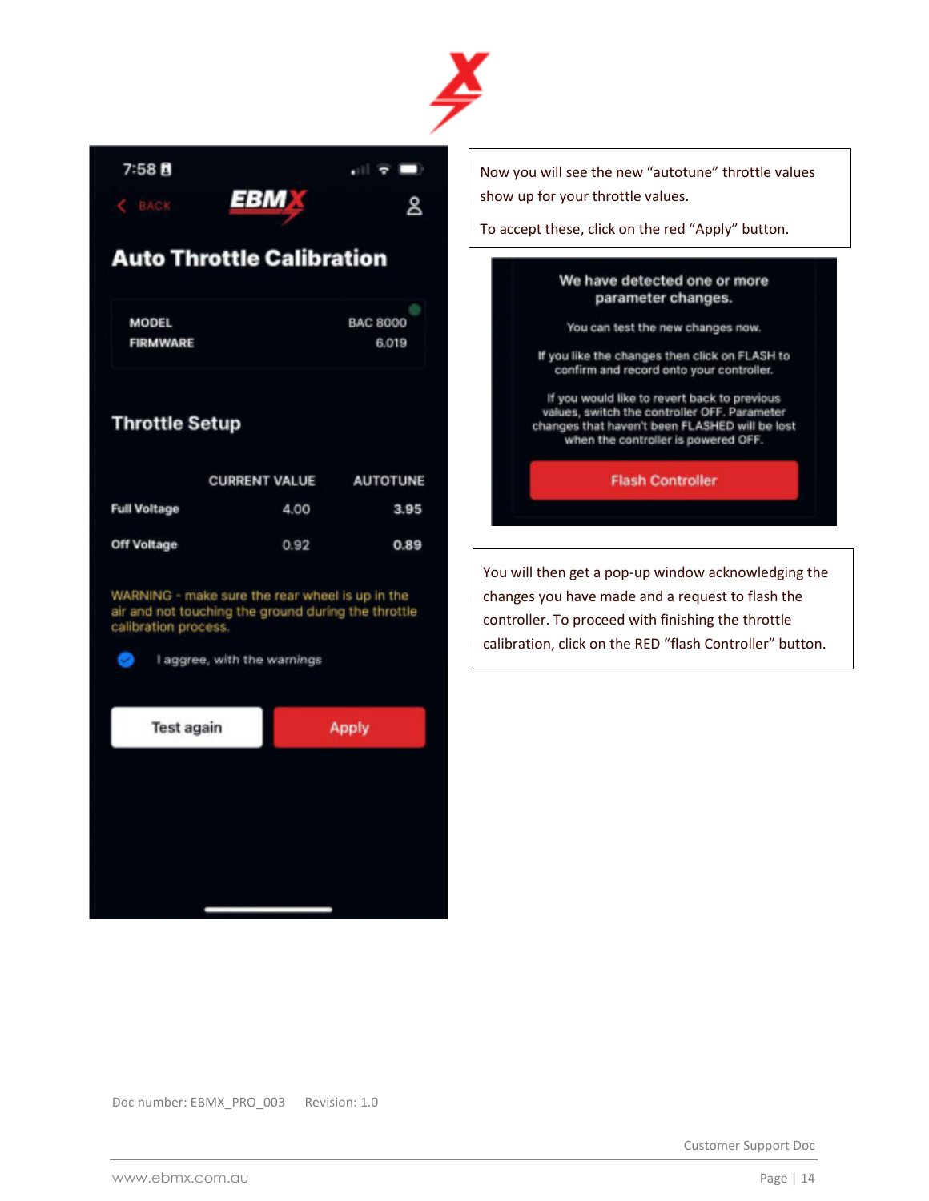Now you will see the new "autotune" throttle values show up for your throttle values.

To accept these, click on the red "Apply" button.

You will then get a pop-up window acknowledging the changes you have made and a request to flash the controller. To proceed with finishing the throttle calibration, click on the RED "flash Controller" button.

Doc number: EBMX_PRO_003 Revision: 1.0

Customer Support Doc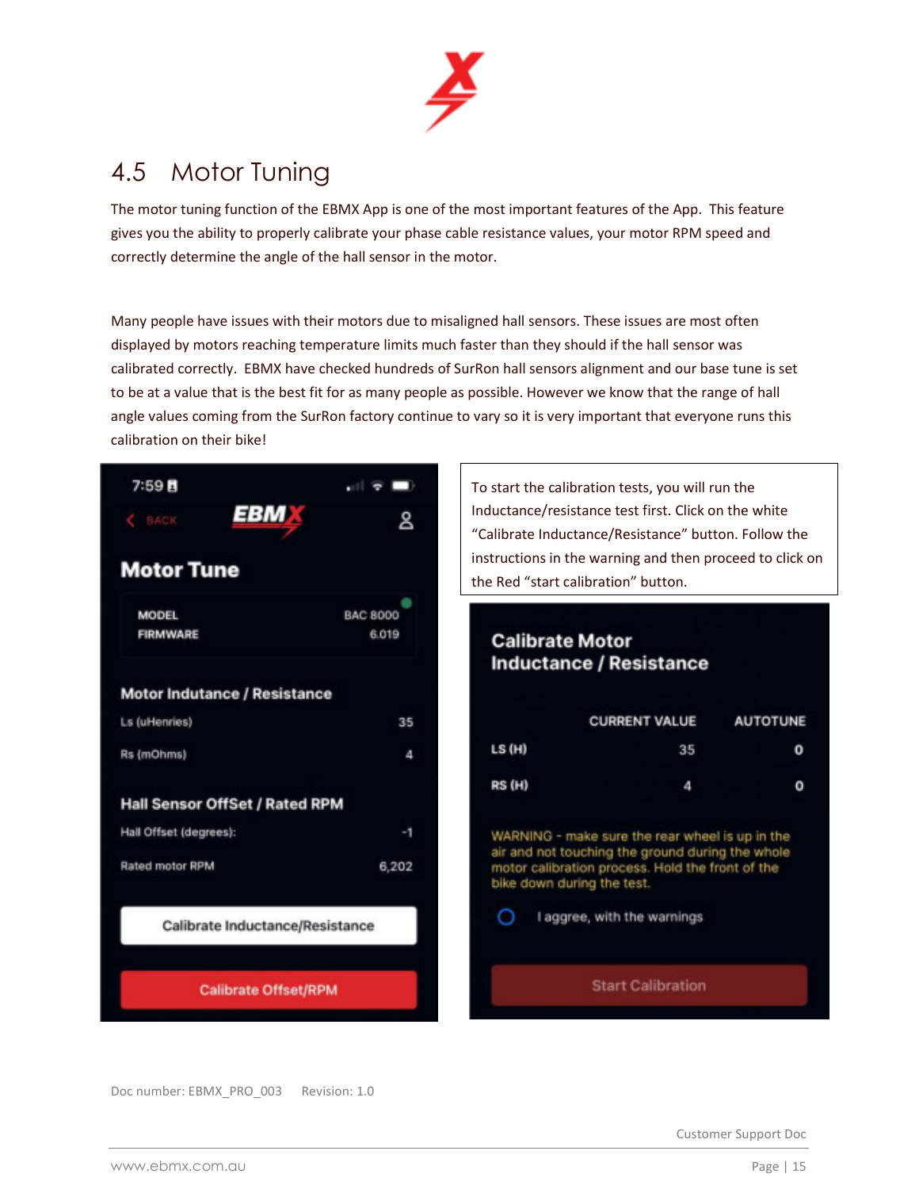## 4.5 Motor Tuning

The motor tuning function of the EBMX App is one of the most important features of the App. This feature gives you the ability to properly calibrate your phase cable resistance values, your motor RPM speed and correctly determine the angle of the hall sensor in the motor.

Many people have issues with their motors due to misaligned hall sensors. These issues are most often displayed by motors reaching temperature limits much faster than they should if the hall sensor was calibrated correctly. EBMX have checked hundreds of SurRon hall sensors alignment and our base tune is set to be at a value that is the best fit for as many people as possible. However we know that the range of hall angle values coming from the SurRon factory continue to vary so it is very important that everyone runs this calibration on their bike!

To start the calibration tests, you will run the Inductance/resistance test first. Click on the white "Calibrate Inductance/Resistance" button. Follow the instructions in the warning and then proceed to click on the Red "start calibration" button.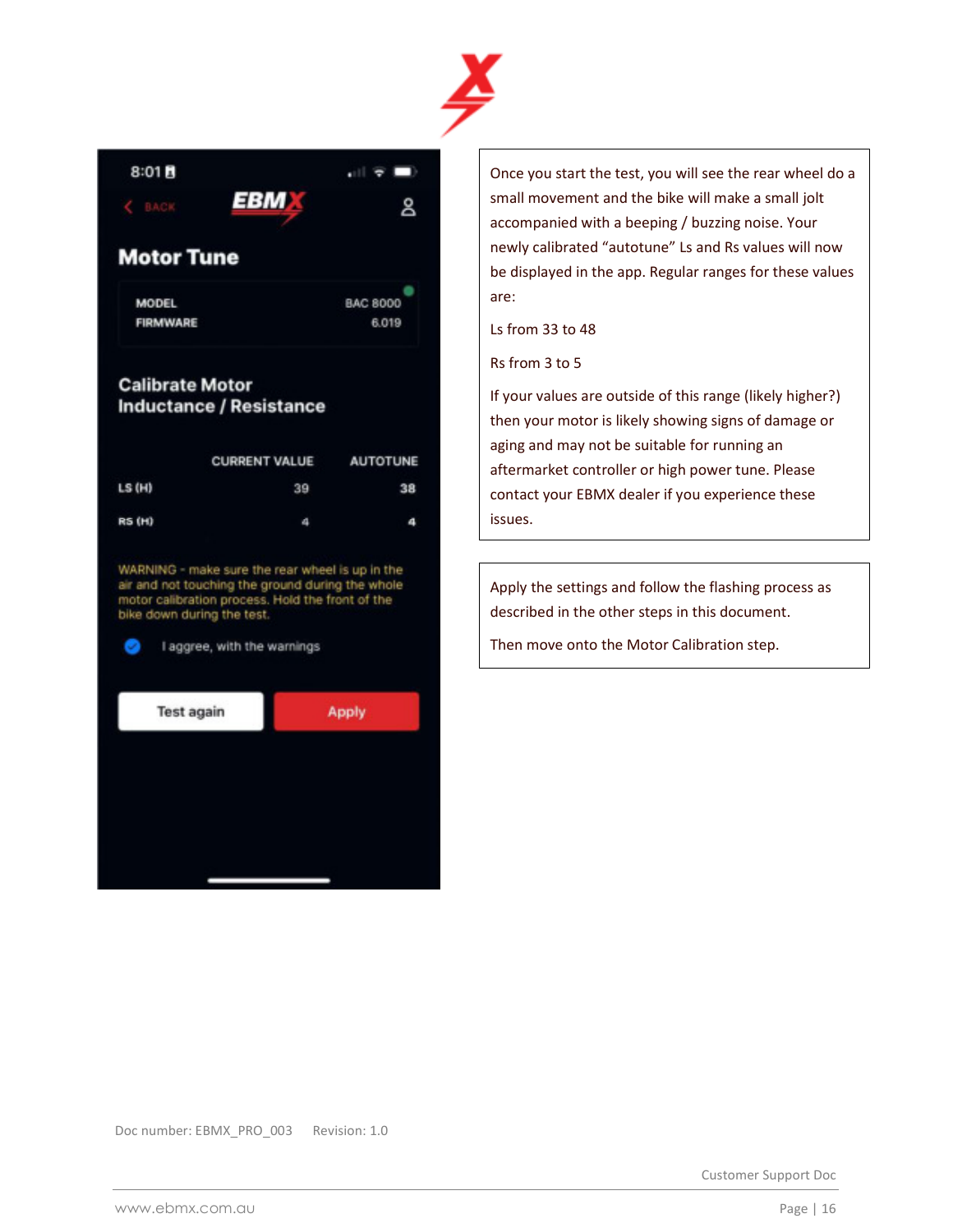Motor Tune

| | |
|---|---|
| MODEL | BAC 8000 |
| FIRMWARE | 6.019 |

Calibrate Motor Inductance / Resistance

| | CURRENT VALUE | AUTOTUNE |
|---|---|---|
| LS (H) | 39 | 38 |
| RS (H) | 4 | 4 |

WARNING - make sure the rear wheel is up in the air and not touching the ground during the whole motor calibration process. Hold the front of the bike down during the test.

I aggree, with the warnings

Test again | Apply

Once you start the test, you will see the rear wheel do a small movement and the bike will make a small jolt accompanied with a beeping / buzzing noise. Your newly calibrated "autotune" Ls and Rs values will now be displayed in the app. Regular ranges for these values are:

Ls from 33 to 48

Rs from 3 to 5

If your values are outside of this range (likely higher?) then your motor is likely showing signs of damage or aging and may not be suitable for running an aftermarket controller or high power tune. Please contact your EBMX dealer if you experience these issues.

Apply the settings and follow the flashing process as described in the other steps in this document.

Then move onto the Motor Calibration step.

Doc number: EBMX_PRO_003 Revision: 1.0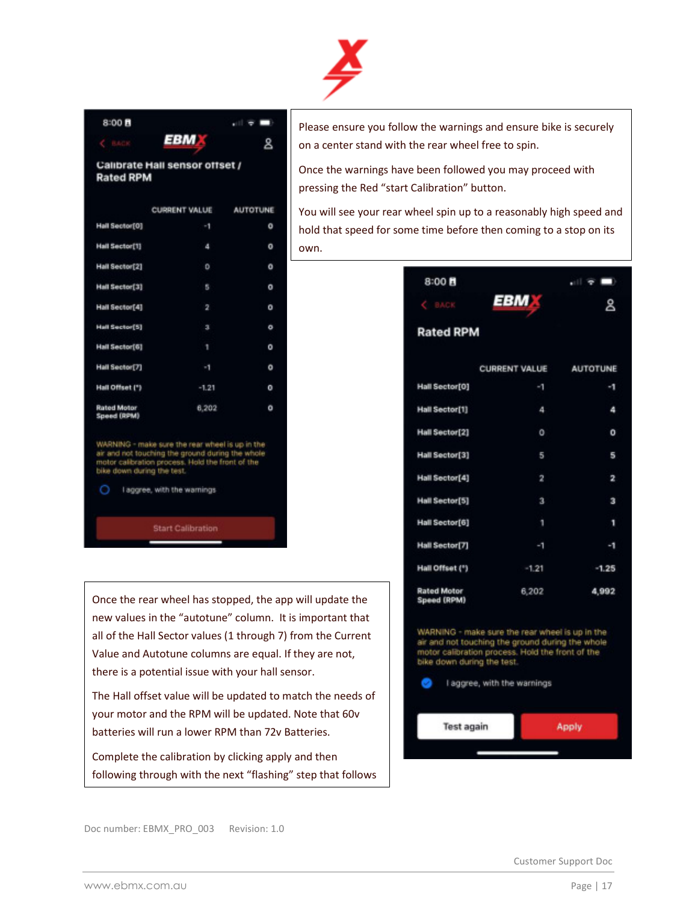Please ensure you follow the warnings and ensure bike is securely on a center stand with the rear wheel free to spin.

Once the warnings have been followed you may proceed with pressing the Red “start Calibration” button.

You will see your rear wheel spin up to a reasonably high speed and hold that speed for some time before then coming to a stop on its own.

**Calibrate Hall sensor offset / Rated RPM**

| | CURRENT VALUE | AUTOTUNE |
|---|---|---|
| Hall Sector[0] | -1 | 0 |
| Hall Sector[1] | 4 | 0 |
| Hall Sector[2] | 0 | 0 |
| Hall Sector[3] | 5 | 0 |
| Hall Sector[4] | 2 | 0 |
| Hall Sector[5] | 3 | 0 |
| Hall Sector[6] | 1 | 0 |
| Hall Sector[7] | -1 | 0 |
| Hall Offset (°) | -1.21 | 0 |
| Rated Motor Speed (RPM) | 6,202 | 0 |

WARNING - make sure the rear wheel is up in the air and not touching the ground during the whole motor calibration process. Hold the front of the bike down during the test.

I aggree, with the warnings

Start Calibration

**Rated RPM**

| | CURRENT VALUE | AUTOTUNE |
|---|---|---|
| Hall Sector[0] | -1 | -1 |
| Hall Sector[1] | 4 | 4 |
| Hall Sector[2] | 0 | 0 |
| Hall Sector[3] | 5 | 5 |
| Hall Sector[4] | 2 | 2 |
| Hall Sector[5] | 3 | 3 |
| Hall Sector[6] | 1 | 1 |
| Hall Sector[7] | -1 | -1 |
| Hall Offset (°) | -1.21 | -1.25 |
| Rated Motor Speed (RPM) | 6,202 | 4,992 |

WARNING - make sure the rear wheel is up in the air and not touching the ground during the whole motor calibration process. Hold the front of the bike down during the test.

I aggree, with the warnings

Test again | Apply

Once the rear wheel has stopped, the app will update the new values in the “autotune” column. It is important that all of the Hall Sector values (1 through 7) from the Current Value and Autotune columns are equal. If they are not, there is a potential issue with your hall sensor.

The Hall offset value will be updated to match the needs of your motor and the RPM will be updated. Note that 60v batteries will run a lower RPM than 72v Batteries.

Complete the calibration by clicking apply and then following through with the next “flashing” step that follows

Doc number: EBMX_PRO_003 Revision: 1.0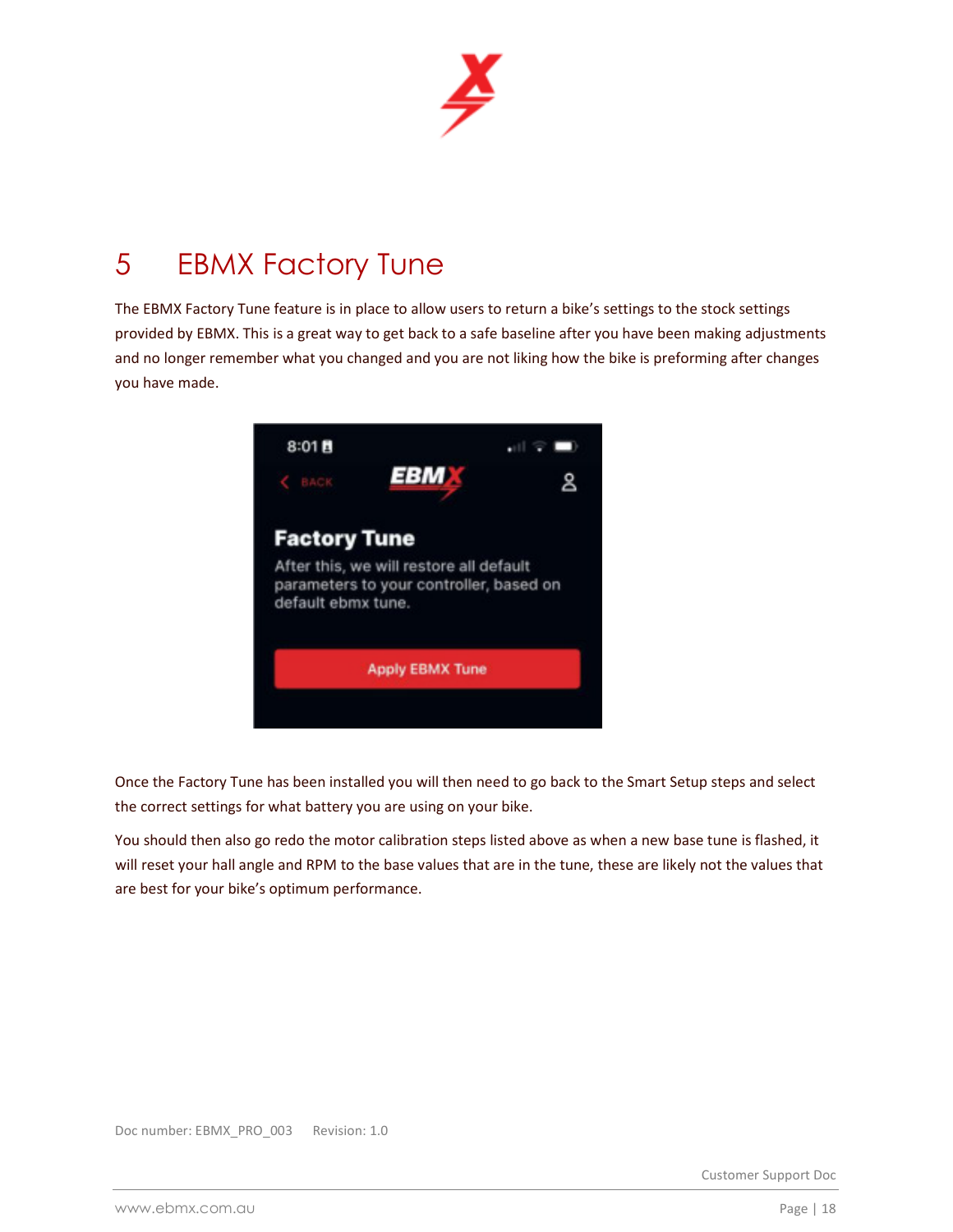## 5 EBMX Factory Tune

The EBMX Factory Tune feature is in place to allow users to return a bike's settings to the stock settings provided by EBMX. This is a great way to get back to a safe baseline after you have been making adjustments and no longer remember what you changed and you are not liking how the bike is preforming after changes you have made.

Once the Factory Tune has been installed you will then need to go back to the Smart Setup steps and select the correct settings for what battery you are using on your bike.

You should then also go redo the motor calibration steps listed above as when a new base tune is flashed, it will reset your hall angle and RPM to the base values that are in the tune, these are likely not the values that are best for your bike's optimum performance.

Doc number: EBMX_PRO_003 Revision: 1.0